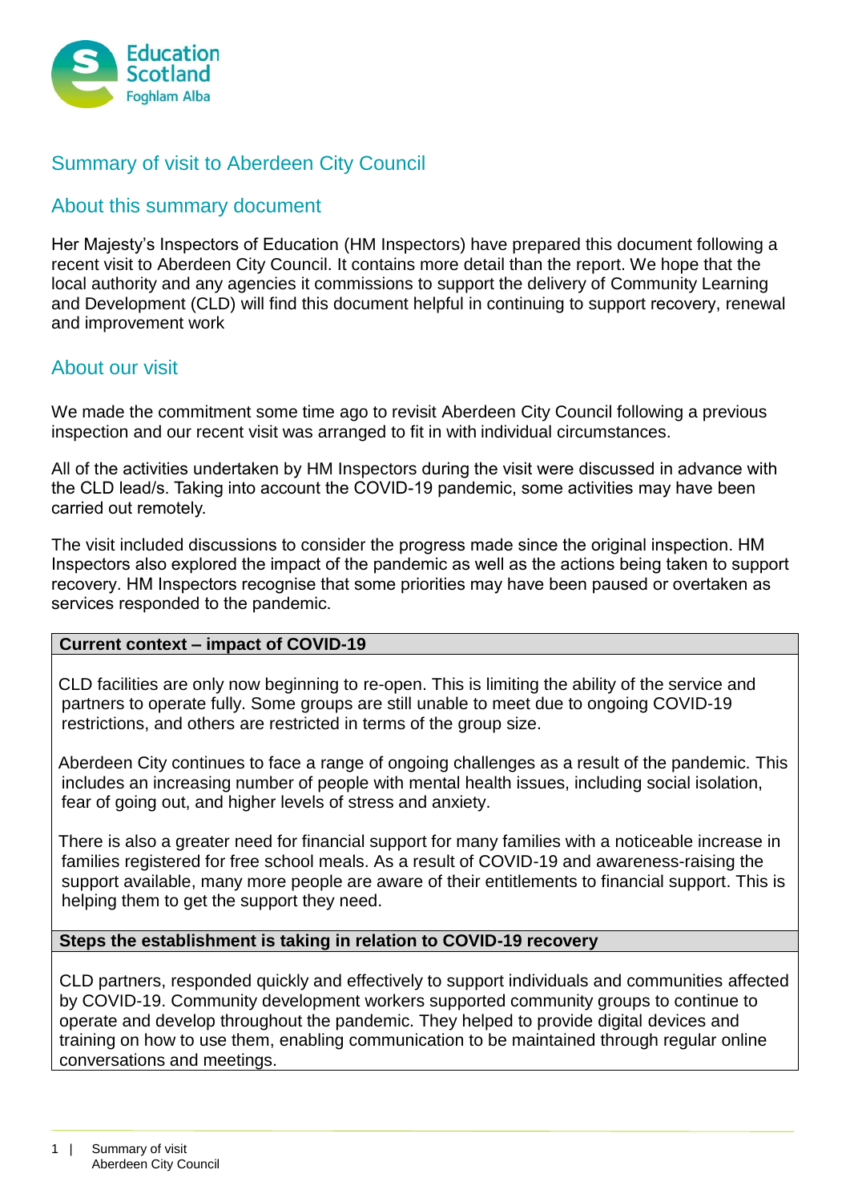Education Scotland
Foghlam Alba

# Summary of visit to Aberdeen City Council

## About this summary document

Her Majesty's Inspectors of Education (HM Inspectors) have prepared this document following a recent visit to Aberdeen City Council. It contains more detail than the report. We hope that the local authority and any agencies it commissions to support the delivery of Community Learning and Development (CLD) will find this document helpful in continuing to support recovery, renewal and improvement work

## About our visit

We made the commitment some time ago to revisit Aberdeen City Council following a previous inspection and our recent visit was arranged to fit in with individual circumstances.

All of the activities undertaken by HM Inspectors during the visit were discussed in advance with the CLD lead/s. Taking into account the COVID-19 pandemic, some activities may have been carried out remotely.

The visit included discussions to consider the progress made since the original inspection. HM Inspectors also explored the impact of the pandemic as well as the actions being taken to support recovery. HM Inspectors recognise that some priorities may have been paused or overtaken as services responded to the pandemic.

| **Current context – impact of COVID-19** |
|---|
| CLD facilities are only now beginning to re-open. This is limiting the ability of the service and partners to operate fully. Some groups are still unable to meet due to ongoing COVID-19 restrictions, and others are restricted in terms of the group size.<br><br>Aberdeen City continues to face a range of ongoing challenges as a result of the pandemic. This includes an increasing number of people with mental health issues, including social isolation, fear of going out, and higher levels of stress and anxiety.<br><br>There is also a greater need for financial support for many families with a noticeable increase in families registered for free school meals. As a result of COVID-19 and awareness-raising the support available, many more people are aware of their entitlements to financial support. This is helping them to get the support they need. |

| **Steps the establishment is taking in relation to COVID-19 recovery** |
|---|
| CLD partners, responded quickly and effectively to support individuals and communities affected by COVID-19. Community development workers supported community groups to continue to operate and develop throughout the pandemic. They helped to provide digital devices and training on how to use them, enabling communication to be maintained through regular online conversations and meetings. |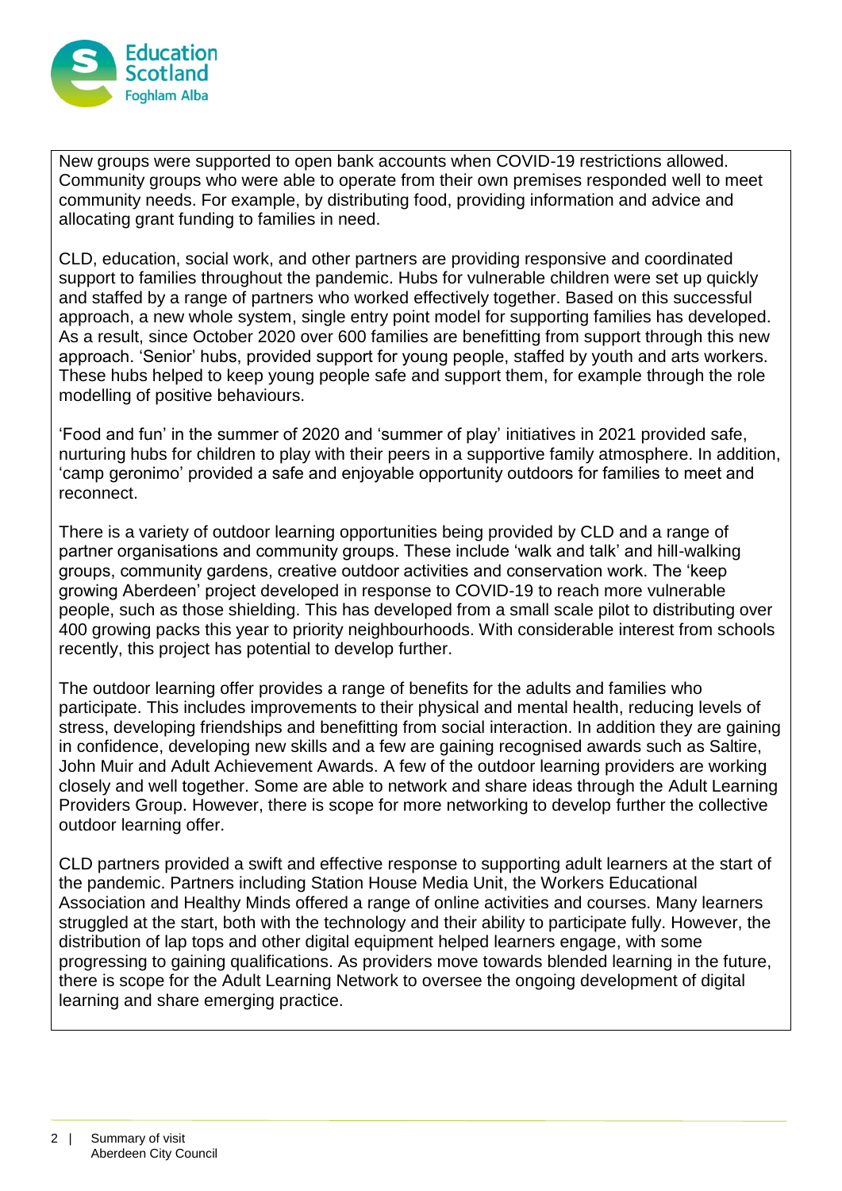New groups were supported to open bank accounts when COVID-19 restrictions allowed. Community groups who were able to operate from their own premises responded well to meet community needs. For example, by distributing food, providing information and advice and allocating grant funding to families in need.

CLD, education, social work, and other partners are providing responsive and coordinated support to families throughout the pandemic. Hubs for vulnerable children were set up quickly and staffed by a range of partners who worked effectively together. Based on this successful approach, a new whole system, single entry point model for supporting families has developed. As a result, since October 2020 over 600 families are benefitting from support through this new approach. 'Senior' hubs, provided support for young people, staffed by youth and arts workers. These hubs helped to keep young people safe and support them, for example through the role modelling of positive behaviours.

'Food and fun' in the summer of 2020 and 'summer of play' initiatives in 2021 provided safe, nurturing hubs for children to play with their peers in a supportive family atmosphere. In addition, 'camp geronimo' provided a safe and enjoyable opportunity outdoors for families to meet and reconnect.

There is a variety of outdoor learning opportunities being provided by CLD and a range of partner organisations and community groups. These include 'walk and talk' and hill-walking groups, community gardens, creative outdoor activities and conservation work. The 'keep growing Aberdeen' project developed in response to COVID-19 to reach more vulnerable people, such as those shielding. This has developed from a small scale pilot to distributing over 400 growing packs this year to priority neighbourhoods. With considerable interest from schools recently, this project has potential to develop further.

The outdoor learning offer provides a range of benefits for the adults and families who participate. This includes improvements to their physical and mental health, reducing levels of stress, developing friendships and benefitting from social interaction. In addition they are gaining in confidence, developing new skills and a few are gaining recognised awards such as Saltire, John Muir and Adult Achievement Awards. A few of the outdoor learning providers are working closely and well together. Some are able to network and share ideas through the Adult Learning Providers Group. However, there is scope for more networking to develop further the collective outdoor learning offer.

CLD partners provided a swift and effective response to supporting adult learners at the start of the pandemic. Partners including Station House Media Unit, the Workers Educational Association and Healthy Minds offered a range of online activities and courses. Many learners struggled at the start, both with the technology and their ability to participate fully. However, the distribution of lap tops and other digital equipment helped learners engage, with some progressing to gaining qualifications. As providers move towards blended learning in the future, there is scope for the Adult Learning Network to oversee the ongoing development of digital learning and share emerging practice.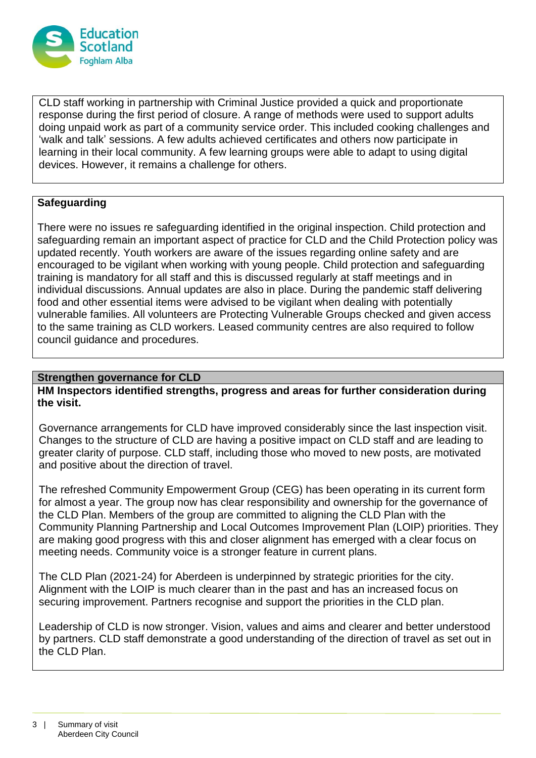CLD staff working in partnership with Criminal Justice provided a quick and proportionate response during the first period of closure. A range of methods were used to support adults doing unpaid work as part of a community service order. This included cooking challenges and 'walk and talk' sessions. A few adults achieved certificates and others now participate in learning in their local community. A few learning groups were able to adapt to using digital devices. However, it remains a challenge for others.

### Safeguarding

There were no issues re safeguarding identified in the original inspection. Child protection and safeguarding remain an important aspect of practice for CLD and the Child Protection policy was updated recently. Youth workers are aware of the issues regarding online safety and are encouraged to be vigilant when working with young people. Child protection and safeguarding training is mandatory for all staff and this is discussed regularly at staff meetings and in individual discussions. Annual updates are also in place. During the pandemic staff delivering food and other essential items were advised to be vigilant when dealing with potentially vulnerable families. All volunteers are Protecting Vulnerable Groups checked and given access to the same training as CLD workers. Leased community centres are also required to follow council guidance and procedures.

### Strengthen governance for CLD

**HM Inspectors identified strengths, progress and areas for further consideration during the visit.**

Governance arrangements for CLD have improved considerably since the last inspection visit. Changes to the structure of CLD are having a positive impact on CLD staff and are leading to greater clarity of purpose. CLD staff, including those who moved to new posts, are motivated and positive about the direction of travel.

The refreshed Community Empowerment Group (CEG) has been operating in its current form for almost a year. The group now has clear responsibility and ownership for the governance of the CLD Plan. Members of the group are committed to aligning the CLD Plan with the Community Planning Partnership and Local Outcomes Improvement Plan (LOIP) priorities. They are making good progress with this and closer alignment has emerged with a clear focus on meeting needs. Community voice is a stronger feature in current plans.

The CLD Plan (2021-24) for Aberdeen is underpinned by strategic priorities for the city. Alignment with the LOIP is much clearer than in the past and has an increased focus on securing improvement. Partners recognise and support the priorities in the CLD plan.

Leadership of CLD is now stronger. Vision, values and aims and clearer and better understood by partners. CLD staff demonstrate a good understanding of the direction of travel as set out in the CLD Plan.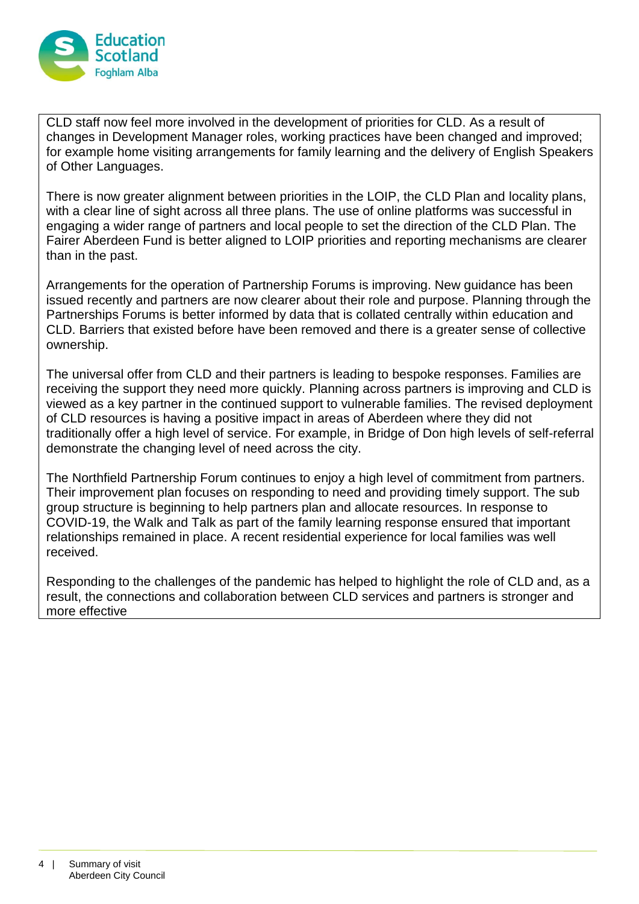CLD staff now feel more involved in the development of priorities for CLD. As a result of changes in Development Manager roles, working practices have been changed and improved; for example home visiting arrangements for family learning and the delivery of English Speakers of Other Languages.

There is now greater alignment between priorities in the LOIP, the CLD Plan and locality plans, with a clear line of sight across all three plans. The use of online platforms was successful in engaging a wider range of partners and local people to set the direction of the CLD Plan. The Fairer Aberdeen Fund is better aligned to LOIP priorities and reporting mechanisms are clearer than in the past.

Arrangements for the operation of Partnership Forums is improving. New guidance has been issued recently and partners are now clearer about their role and purpose. Planning through the Partnerships Forums is better informed by data that is collated centrally within education and CLD. Barriers that existed before have been removed and there is a greater sense of collective ownership.

The universal offer from CLD and their partners is leading to bespoke responses. Families are receiving the support they need more quickly. Planning across partners is improving and CLD is viewed as a key partner in the continued support to vulnerable families. The revised deployment of CLD resources is having a positive impact in areas of Aberdeen where they did not traditionally offer a high level of service. For example, in Bridge of Don high levels of self-referral demonstrate the changing level of need across the city.

The Northfield Partnership Forum continues to enjoy a high level of commitment from partners. Their improvement plan focuses on responding to need and providing timely support. The sub group structure is beginning to help partners plan and allocate resources. In response to COVID-19, the Walk and Talk as part of the family learning response ensured that important relationships remained in place. A recent residential experience for local families was well received.

Responding to the challenges of the pandemic has helped to highlight the role of CLD and, as a result, the connections and collaboration between CLD services and partners is stronger and more effective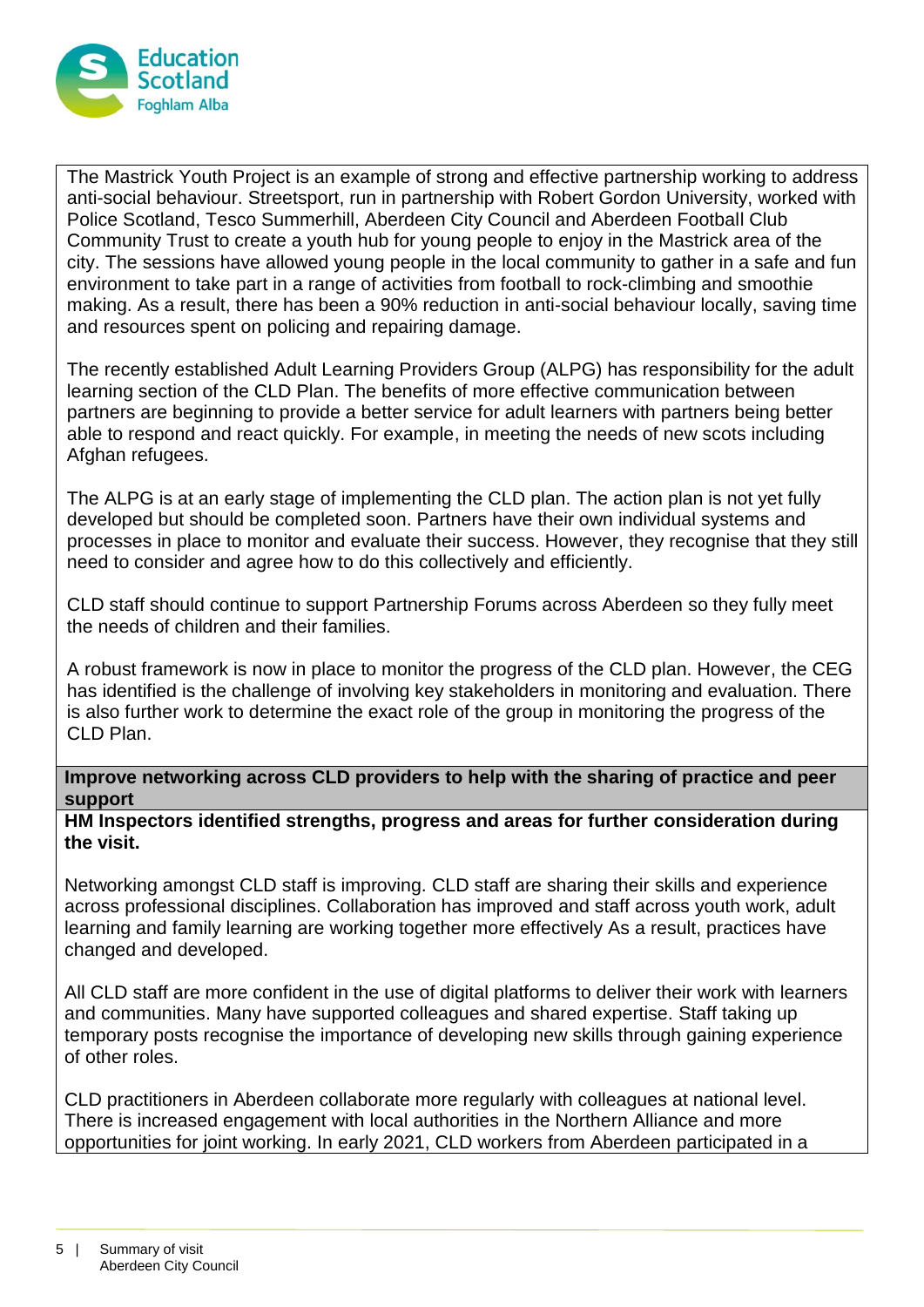The Mastrick Youth Project is an example of strong and effective partnership working to address anti-social behaviour. Streetsport, run in partnership with Robert Gordon University, worked with Police Scotland, Tesco Summerhill, Aberdeen City Council and Aberdeen Football Club Community Trust to create a youth hub for young people to enjoy in the Mastrick area of the city. The sessions have allowed young people in the local community to gather in a safe and fun environment to take part in a range of activities from football to rock-climbing and smoothie making. As a result, there has been a 90% reduction in anti-social behaviour locally, saving time and resources spent on policing and repairing damage.

The recently established Adult Learning Providers Group (ALPG) has responsibility for the adult learning section of the CLD Plan. The benefits of more effective communication between partners are beginning to provide a better service for adult learners with partners being better able to respond and react quickly. For example, in meeting the needs of new scots including Afghan refugees.

The ALPG is at an early stage of implementing the CLD plan. The action plan is not yet fully developed but should be completed soon. Partners have their own individual systems and processes in place to monitor and evaluate their success. However, they recognise that they still need to consider and agree how to do this collectively and efficiently.

CLD staff should continue to support Partnership Forums across Aberdeen so they fully meet the needs of children and their families.

A robust framework is now in place to monitor the progress of the CLD plan. However, the CEG has identified is the challenge of involving key stakeholders in monitoring and evaluation. There is also further work to determine the exact role of the group in monitoring the progress of the CLD Plan.

**Improve networking across CLD providers to help with the sharing of practice and peer support**

**HM Inspectors identified strengths, progress and areas for further consideration during the visit.**

Networking amongst CLD staff is improving. CLD staff are sharing their skills and experience across professional disciplines. Collaboration has improved and staff across youth work, adult learning and family learning are working together more effectively As a result, practices have changed and developed.

All CLD staff are more confident in the use of digital platforms to deliver their work with learners and communities. Many have supported colleagues and shared expertise. Staff taking up temporary posts recognise the importance of developing new skills through gaining experience of other roles.

CLD practitioners in Aberdeen collaborate more regularly with colleagues at national level. There is increased engagement with local authorities in the Northern Alliance and more opportunities for joint working. In early 2021, CLD workers from Aberdeen participated in a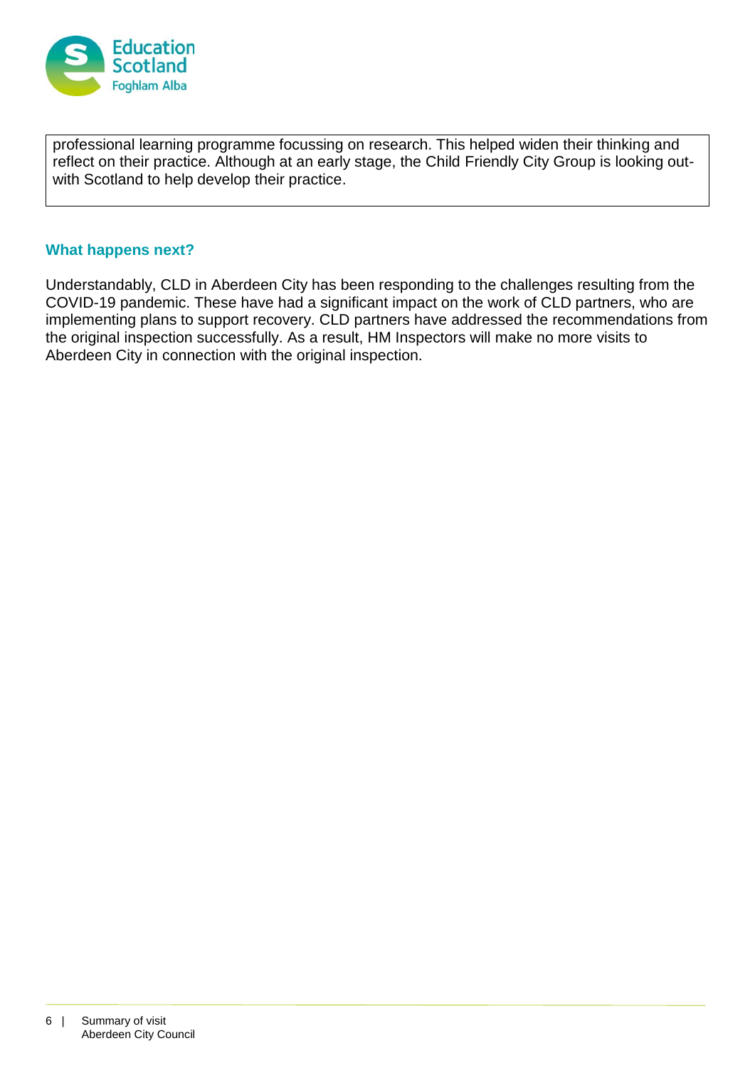professional learning programme focussing on research. This helped widen their thinking and reflect on their practice. Although at an early stage, the Child Friendly City Group is looking out-with Scotland to help develop their practice.

### What happens next?

Understandably, CLD in Aberdeen City has been responding to the challenges resulting from the COVID-19 pandemic. These have had a significant impact on the work of CLD partners, who are implementing plans to support recovery. CLD partners have addressed the recommendations from the original inspection successfully. As a result, HM Inspectors will make no more visits to Aberdeen City in connection with the original inspection.